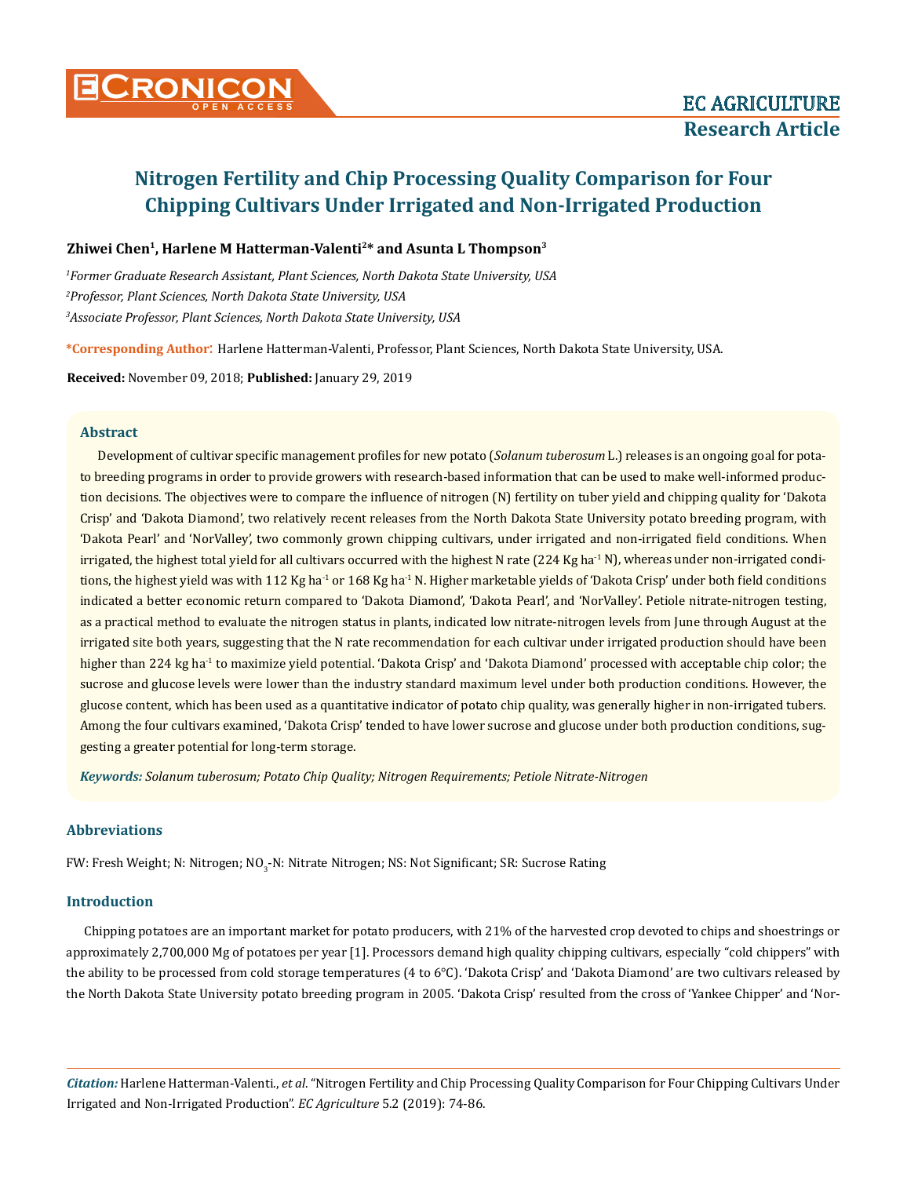EC AGRICULTURE
**Research Article**

# Nitrogen Fertility and Chip Processing Quality Comparison for Four Chipping Cultivars Under Irrigated and Non-Irrigated Production

**Zhiwei Chen[1], Harlene M Hatterman-Valenti[2]* and Asunta L Thompson[3]**

[1]*Former Graduate Research Assistant, Plant Sciences, North Dakota State University, USA*

[2]*Professor, Plant Sciences, North Dakota State University, USA*

[3]*Associate Professor, Plant Sciences, North Dakota State University, USA*

**\*Corresponding Author**: Harlene Hatterman-Valenti, Professor, Plant Sciences, North Dakota State University, USA.

**Received:** November 09, 2018; **Published:** January 29, 2019

## Abstract

Development of cultivar specific management profiles for new potato (*Solanum tuberosum* L.) releases is an ongoing goal for potato breeding programs in order to provide growers with research-based information that can be used to make well-informed production decisions. The objectives were to compare the influence of nitrogen (N) fertility on tuber yield and chipping quality for 'Dakota Crisp' and 'Dakota Diamond', two relatively recent releases from the North Dakota State University potato breeding program, with 'Dakota Pearl' and 'NorValley', two commonly grown chipping cultivars, under irrigated and non-irrigated field conditions. When irrigated, the highest total yield for all cultivars occurred with the highest N rate (224 Kg $ha^{-1}$ N), whereas under non-irrigated conditions, the highest yield was with 112 Kg $ha^{-1}$ or 168 Kg $ha^{-1}$ N. Higher marketable yields of 'Dakota Crisp' under both field conditions indicated a better economic return compared to 'Dakota Diamond', 'Dakota Pearl', and 'NorValley'. Petiole nitrate-nitrogen testing, as a practical method to evaluate the nitrogen status in plants, indicated low nitrate-nitrogen levels from June through August at the irrigated site both years, suggesting that the N rate recommendation for each cultivar under irrigated production should have been higher than 224 kg $ha^{-1}$ to maximize yield potential. 'Dakota Crisp' and 'Dakota Diamond' processed with acceptable chip color; the sucrose and glucose levels were lower than the industry standard maximum level under both production conditions. However, the glucose content, which has been used as a quantitative indicator of potato chip quality, was generally higher in non-irrigated tubers. Among the four cultivars examined, 'Dakota Crisp' tended to have lower sucrose and glucose under both production conditions, suggesting a greater potential for long-term storage.

***Keywords:*** *Solanum tuberosum; Potato Chip Quality; Nitrogen Requirements; Petiole Nitrate-Nitrogen*

## Abbreviations

FW: Fresh Weight; N: Nitrogen; $NO_3$-N: Nitrate Nitrogen; NS: Not Significant; SR: Sucrose Rating

## Introduction

Chipping potatoes are an important market for potato producers, with 21% of the harvested crop devoted to chips and shoestrings or approximately 2,700,000 Mg of potatoes per year [1]. Processors demand high quality chipping cultivars, especially "cold chippers" with the ability to be processed from cold storage temperatures (4 to 6°C). 'Dakota Crisp' and 'Dakota Diamond' are two cultivars released by the North Dakota State University potato breeding program in 2005. 'Dakota Crisp' resulted from the cross of 'Yankee Chipper' and 'Nor-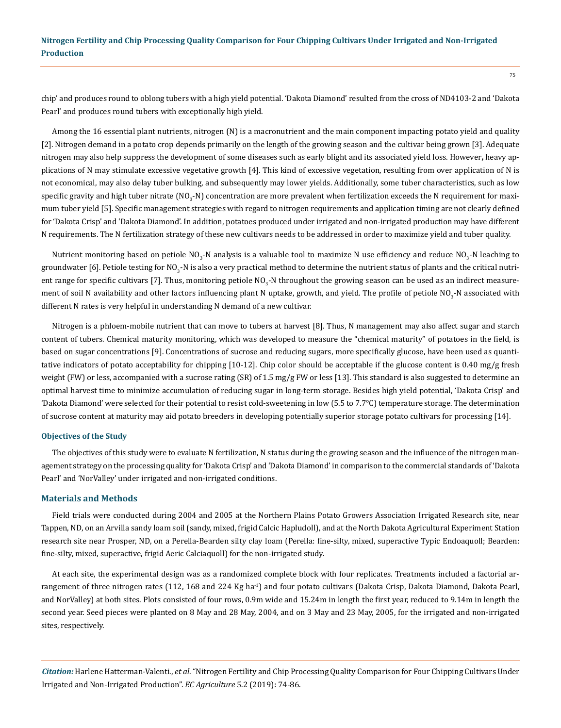chip' and produces round to oblong tubers with a high yield potential. 'Dakota Diamond' resulted from the cross of ND4103-2 and 'Dakota Pearl' and produces round tubers with exceptionally high yield.

Among the 16 essential plant nutrients, nitrogen (N) is a macronutrient and the main component impacting potato yield and quality [2]. Nitrogen demand in a potato crop depends primarily on the length of the growing season and the cultivar being grown [3]. Adequate nitrogen may also help suppress the development of some diseases such as early blight and its associated yield loss. However, heavy applications of N may stimulate excessive vegetative growth [4]. This kind of excessive vegetation, resulting from over application of N is not economical, may also delay tuber bulking, and subsequently may lower yields. Additionally, some tuber characteristics, such as low specific gravity and high tuber nitrate ($NO_3$-N) concentration are more prevalent when fertilization exceeds the N requirement for maximum tuber yield [5]. Specific management strategies with regard to nitrogen requirements and application timing are not clearly defined for 'Dakota Crisp' and 'Dakota Diamond'. In addition, potatoes produced under irrigated and non-irrigated production may have different N requirements. The N fertilization strategy of these new cultivars needs to be addressed in order to maximize yield and tuber quality.

Nutrient monitoring based on petiole $NO_3$-N analysis is a valuable tool to maximize N use efficiency and reduce $NO_3$-N leaching to groundwater [6]. Petiole testing for $NO_3$-N is also a very practical method to determine the nutrient status of plants and the critical nutrient range for specific cultivars [7]. Thus, monitoring petiole $NO_3$-N throughout the growing season can be used as an indirect measurement of soil N availability and other factors influencing plant N uptake, growth, and yield. The profile of petiole $NO_3$-N associated with different N rates is very helpful in understanding N demand of a new cultivar.

Nitrogen is a phloem-mobile nutrient that can move to tubers at harvest [8]. Thus, N management may also affect sugar and starch content of tubers. Chemical maturity monitoring, which was developed to measure the "chemical maturity" of potatoes in the field, is based on sugar concentrations [9]. Concentrations of sucrose and reducing sugars, more specifically glucose, have been used as quantitative indicators of potato acceptability for chipping [10-12]. Chip color should be acceptable if the glucose content is 0.40 mg/g fresh weight (FW) or less, accompanied with a sucrose rating (SR) of 1.5 mg/g FW or less [13]. This standard is also suggested to determine an optimal harvest time to minimize accumulation of reducing sugar in long-term storage. Besides high yield potential, 'Dakota Crisp' and 'Dakota Diamond' were selected for their potential to resist cold-sweetening in low (5.5 to 7.7°C) temperature storage. The determination of sucrose content at maturity may aid potato breeders in developing potentially superior storage potato cultivars for processing [14].

### Objectives of the Study

The objectives of this study were to evaluate N fertilization, N status during the growing season and the influence of the nitrogen management strategy on the processing quality for 'Dakota Crisp' and 'Dakota Diamond' in comparison to the commercial standards of 'Dakota Pearl' and 'NorValley' under irrigated and non-irrigated conditions.

## Materials and Methods

Field trials were conducted during 2004 and 2005 at the Northern Plains Potato Growers Association Irrigated Research site, near Tappen, ND, on an Arvilla sandy loam soil (sandy, mixed, frigid Calcic Hapludoll), and at the North Dakota Agricultural Experiment Station research site near Prosper, ND, on a Perella-Bearden silty clay loam (Perella: fine-silty, mixed, superactive Typic Endoaquoll; Bearden: fine-silty, mixed, superactive, frigid Aeric Calciaquoll) for the non-irrigated study.

At each site, the experimental design was as a randomized complete block with four replicates. Treatments included a factorial arrangement of three nitrogen rates (112, 168 and 224 Kg $ha^{-1}$) and four potato cultivars (Dakota Crisp, Dakota Diamond, Dakota Pearl, and NorValley) at both sites. Plots consisted of four rows, 0.9m wide and 15.24m in length the first year, reduced to 9.14m in length the second year. Seed pieces were planted on 8 May and 28 May, 2004, and on 3 May and 23 May, 2005, for the irrigated and non-irrigated sites, respectively.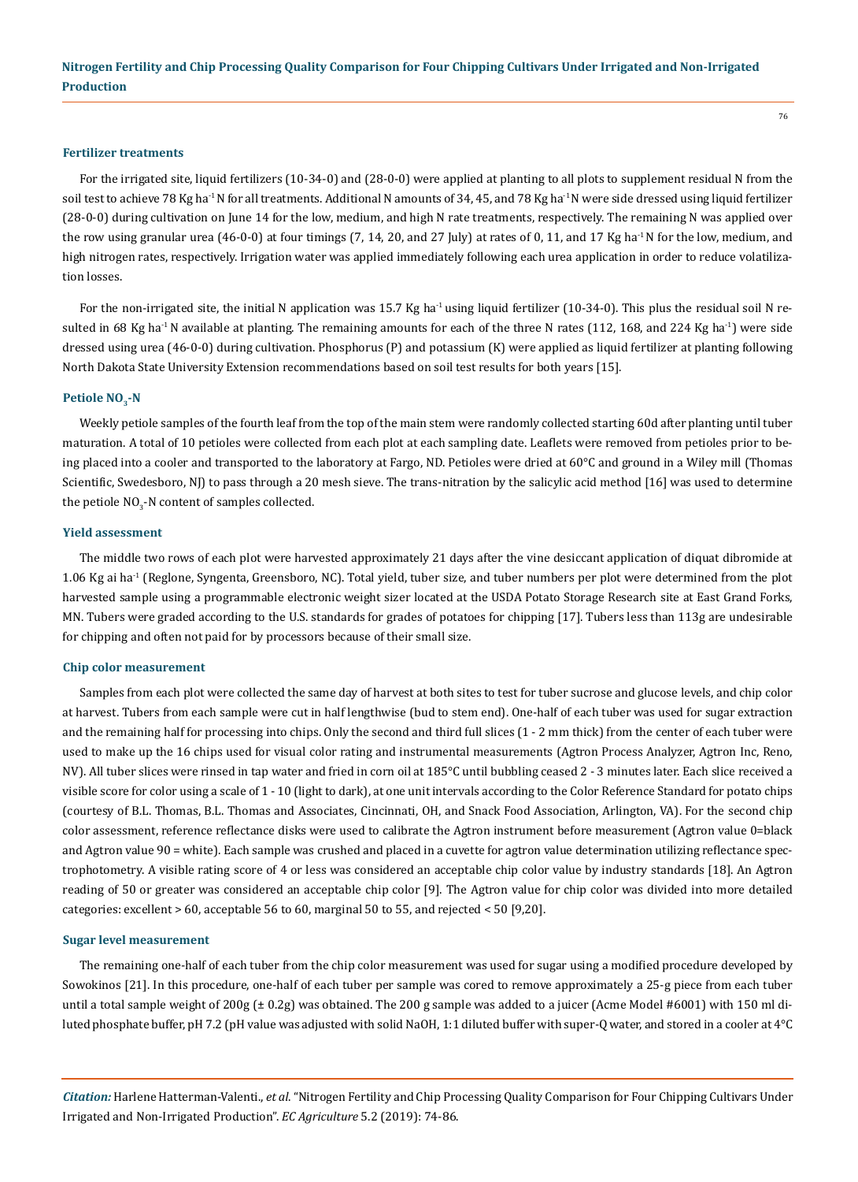#### Fertilizer treatments

For the irrigated site, liquid fertilizers (10-34-0) and (28-0-0) were applied at planting to all plots to supplement residual N from the soil test to achieve 78 Kg $ha^{-1}$ N for all treatments. Additional N amounts of 34, 45, and 78 Kg $ha^{-1}$ N were side dressed using liquid fertilizer (28-0-0) during cultivation on June 14 for the low, medium, and high N rate treatments, respectively. The remaining N was applied over the row using granular urea (46-0-0) at four timings (7, 14, 20, and 27 July) at rates of 0, 11, and 17 Kg $ha^{-1}$ N for the low, medium, and high nitrogen rates, respectively. Irrigation water was applied immediately following each urea application in order to reduce volatilization losses.

For the non-irrigated site, the initial N application was 15.7 Kg $ha^{-1}$ using liquid fertilizer (10-34-0). This plus the residual soil N resulted in 68 Kg $ha^{-1}$ N available at planting. The remaining amounts for each of the three N rates (112, 168, and 224 Kg $ha^{-1}$) were side dressed using urea (46-0-0) during cultivation. Phosphorus (P) and potassium (K) were applied as liquid fertilizer at planting following North Dakota State University Extension recommendations based on soil test results for both years [15].

#### Petiole $NO_3$-N

Weekly petiole samples of the fourth leaf from the top of the main stem were randomly collected starting 60d after planting until tuber maturation. A total of 10 petioles were collected from each plot at each sampling date. Leaflets were removed from petioles prior to being placed into a cooler and transported to the laboratory at Fargo, ND. Petioles were dried at 60°C and ground in a Wiley mill (Thomas Scientific, Swedesboro, NJ) to pass through a 20 mesh sieve. The trans-nitration by the salicylic acid method [16] was used to determine the petiole $NO_3$-N content of samples collected.

#### Yield assessment

The middle two rows of each plot were harvested approximately 21 days after the vine desiccant application of diquat dibromide at 1.06 Kg ai $ha^{-1}$ (Reglone, Syngenta, Greensboro, NC). Total yield, tuber size, and tuber numbers per plot were determined from the plot harvested sample using a programmable electronic weight sizer located at the USDA Potato Storage Research site at East Grand Forks, MN. Tubers were graded according to the U.S. standards for grades of potatoes for chipping [17]. Tubers less than 113g are undesirable for chipping and often not paid for by processors because of their small size.

#### Chip color measurement

Samples from each plot were collected the same day of harvest at both sites to test for tuber sucrose and glucose levels, and chip color at harvest. Tubers from each sample were cut in half lengthwise (bud to stem end). One-half of each tuber was used for sugar extraction and the remaining half for processing into chips. Only the second and third full slices (1 - 2 mm thick) from the center of each tuber were used to make up the 16 chips used for visual color rating and instrumental measurements (Agtron Process Analyzer, Agtron Inc, Reno, NV). All tuber slices were rinsed in tap water and fried in corn oil at 185°C until bubbling ceased 2 - 3 minutes later. Each slice received a visible score for color using a scale of 1 - 10 (light to dark), at one unit intervals according to the Color Reference Standard for potato chips (courtesy of B.L. Thomas, B.L. Thomas and Associates, Cincinnati, OH, and Snack Food Association, Arlington, VA). For the second chip color assessment, reference reflectance disks were used to calibrate the Agtron instrument before measurement (Agtron value 0=black and Agtron value 90 = white). Each sample was crushed and placed in a cuvette for agtron value determination utilizing reflectance spectrophotometry. A visible rating score of 4 or less was considered an acceptable chip color value by industry standards [18]. An Agtron reading of 50 or greater was considered an acceptable chip color [9]. The Agtron value for chip color was divided into more detailed categories: excellent > 60, acceptable 56 to 60, marginal 50 to 55, and rejected < 50 [9,20].

#### Sugar level measurement

The remaining one-half of each tuber from the chip color measurement was used for sugar using a modified procedure developed by Sowokinos [21]. In this procedure, one-half of each tuber per sample was cored to remove approximately a 25-g piece from each tuber until a total sample weight of 200g (± 0.2g) was obtained. The 200 g sample was added to a juicer (Acme Model #6001) with 150 ml diluted phosphate buffer, pH 7.2 (pH value was adjusted with solid NaOH, 1:1 diluted buffer with super-Q water, and stored in a cooler at 4°C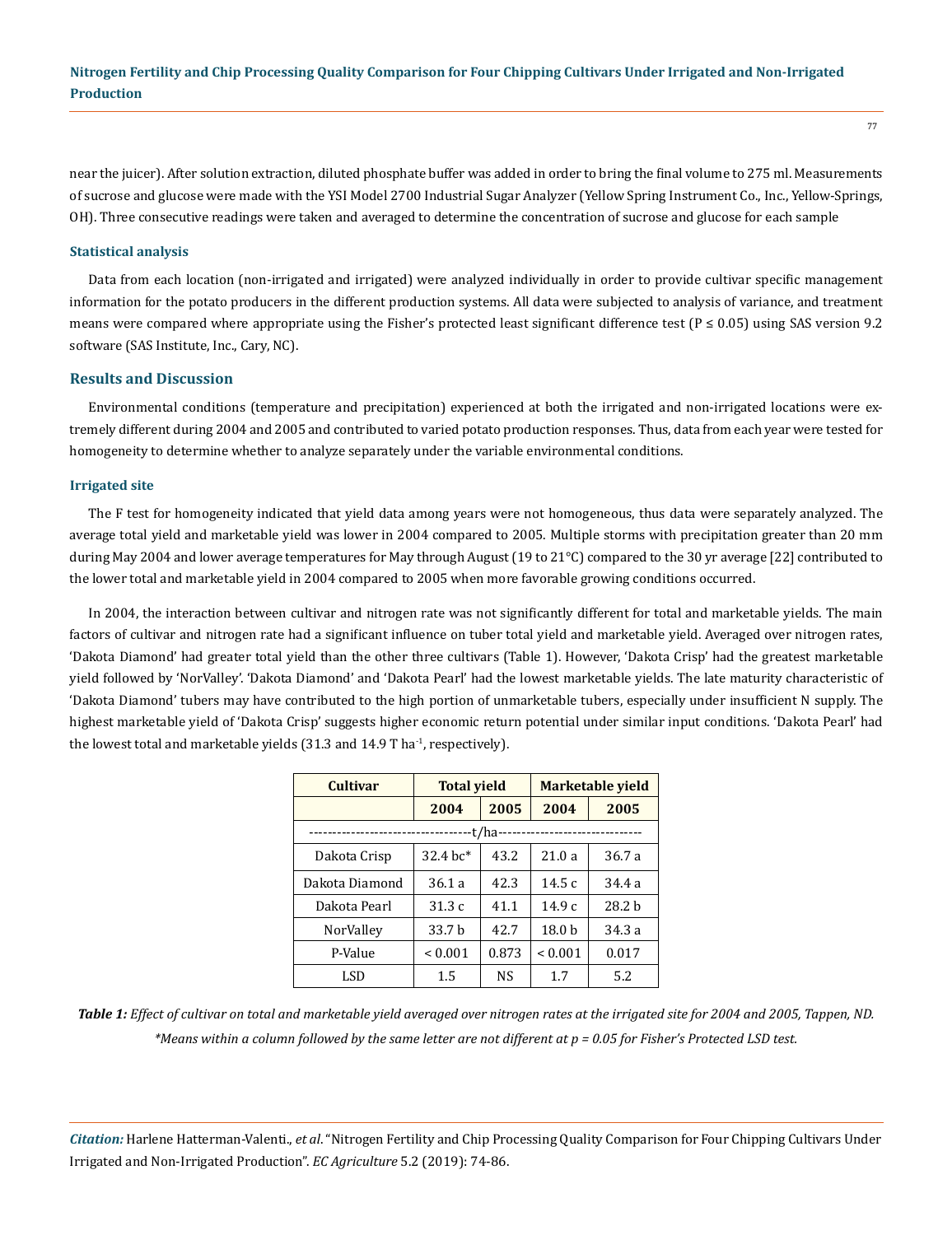near the juicer). After solution extraction, diluted phosphate buffer was added in order to bring the final volume to 275 ml. Measurements of sucrose and glucose were made with the YSI Model 2700 Industrial Sugar Analyzer (Yellow Spring Instrument Co., Inc., Yellow-Springs, OH). Three consecutive readings were taken and averaged to determine the concentration of sucrose and glucose for each sample

### Statistical analysis

Data from each location (non-irrigated and irrigated) were analyzed individually in order to provide cultivar specific management information for the potato producers in the different production systems. All data were subjected to analysis of variance, and treatment means were compared where appropriate using the Fisher's protected least significant difference test ($P \leq 0.05$) using SAS version 9.2 software (SAS Institute, Inc., Cary, NC).

## Results and Discussion

Environmental conditions (temperature and precipitation) experienced at both the irrigated and non-irrigated locations were extremely different during 2004 and 2005 and contributed to varied potato production responses. Thus, data from each year were tested for homogeneity to determine whether to analyze separately under the variable environmental conditions.

### Irrigated site

The F test for homogeneity indicated that yield data among years were not homogeneous, thus data were separately analyzed. The average total yield and marketable yield was lower in 2004 compared to 2005. Multiple storms with precipitation greater than 20 mm during May 2004 and lower average temperatures for May through August (19 to 21°C) compared to the 30 yr average [22] contributed to the lower total and marketable yield in 2004 compared to 2005 when more favorable growing conditions occurred.

In 2004, the interaction between cultivar and nitrogen rate was not significantly different for total and marketable yields. The main factors of cultivar and nitrogen rate had a significant influence on tuber total yield and marketable yield. Averaged over nitrogen rates, 'Dakota Diamond' had greater total yield than the other three cultivars (Table 1). However, 'Dakota Crisp' had the greatest marketable yield followed by 'NorValley'. 'Dakota Diamond' and 'Dakota Pearl' had the lowest marketable yields. The late maturity characteristic of 'Dakota Diamond' tubers may have contributed to the high portion of unmarketable tubers, especially under insufficient N supply. The highest marketable yield of 'Dakota Crisp' suggests higher economic return potential under similar input conditions. 'Dakota Pearl' had the lowest total and marketable yields (31.3 and 14.9 T $ha^{-1}$, respectively).

| Cultivar | Total yield | | Marketable yield | |
|---|---|---|---|---|
| | 2004 | 2005 | 2004 | 2005 |
| ------------t/ha------------ | | | | |
| Dakota Crisp | 32.4 bc* | 43.2 | 21.0 a | 36.7 a |
| Dakota Diamond | 36.1 a | 42.3 | 14.5 c | 34.4 a |
| Dakota Pearl | 31.3 c | 41.1 | 14.9 c | 28.2 b |
| NorValley | 33.7 b | 42.7 | 18.0 b | 34.3 a |
| P-Value | < 0.001 | 0.873 | < 0.001 | 0.017 |
| LSD | 1.5 | NS | 1.7 | 5.2 |

***Table 1:*** *Effect of cultivar on total and marketable yield averaged over nitrogen rates at the irrigated site for 2004 and 2005, Tappen, ND.*
*\*Means within a column followed by the same letter are not different at p = 0.05 for Fisher's Protected LSD test.*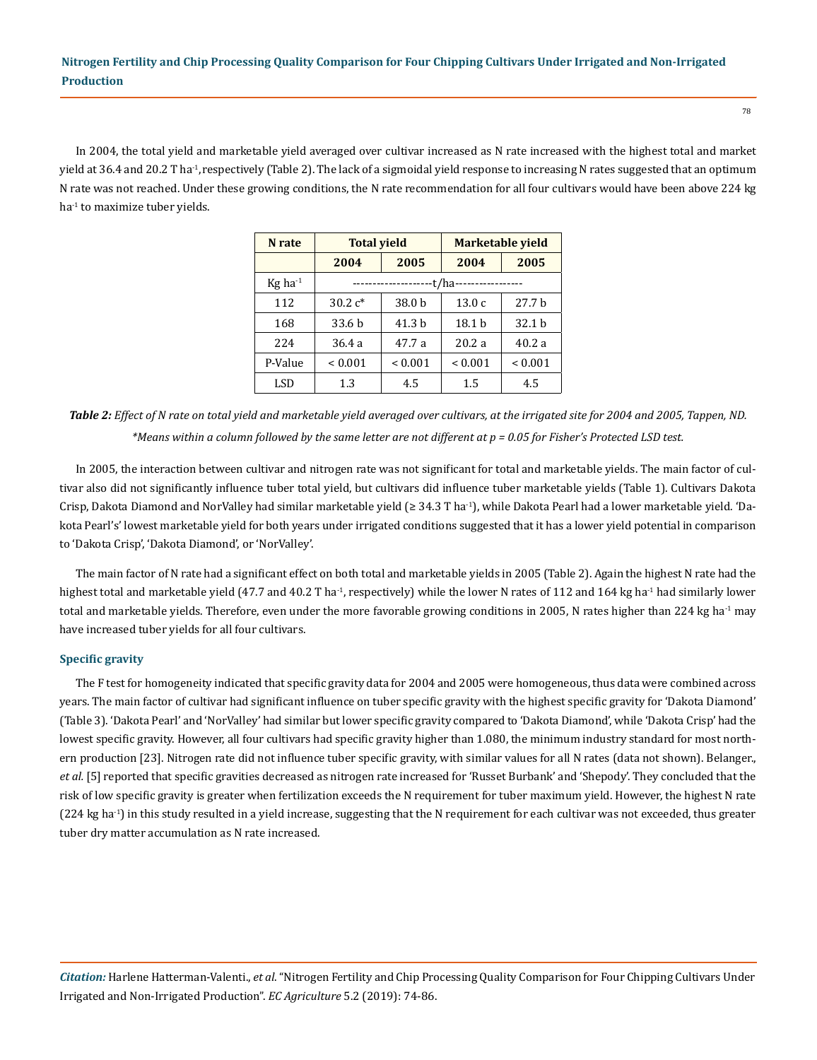In 2004, the total yield and marketable yield averaged over cultivar increased as N rate increased with the highest total and market yield at 36.4 and 20.2 T ha$^{-1}$, respectively (Table 2). The lack of a sigmoidal yield response to increasing N rates suggested that an optimum N rate was not reached. Under these growing conditions, the N rate recommendation for all four cultivars would have been above 224 kg ha$^{-1}$ to maximize tuber yields.

| N rate | Total yield | | Marketable yield | |
|---|---|---|---|---|
| | 2004 | 2005 | 2004 | 2005 |
| Kg ha$^{-1}$ | -------------------t/ha---------------- | | | |
| 112 | 30.2 c* | 38.0 b | 13.0 c | 27.7 b |
| 168 | 33.6 b | 41.3 b | 18.1 b | 32.1 b |
| 224 | 36.4 a | 47.7 a | 20.2 a | 40.2 a |
| P-Value | < 0.001 | < 0.001 | < 0.001 | < 0.001 |
| LSD | 1.3 | 4.5 | 1.5 | 4.5 |

***Table 2:*** *Effect of N rate on total yield and marketable yield averaged over cultivars, at the irrigated site for 2004 and 2005, Tappen, ND.*
*\*Means within a column followed by the same letter are not different at p = 0.05 for Fisher's Protected LSD test.*

In 2005, the interaction between cultivar and nitrogen rate was not significant for total and marketable yields. The main factor of cultivar also did not significantly influence tuber total yield, but cultivars did influence tuber marketable yields (Table 1). Cultivars Dakota Crisp, Dakota Diamond and NorValley had similar marketable yield (≥ 34.3 T ha$^{-1}$), while Dakota Pearl had a lower marketable yield. 'Dakota Pearl's' lowest marketable yield for both years under irrigated conditions suggested that it has a lower yield potential in comparison to 'Dakota Crisp', 'Dakota Diamond', or 'NorValley'.

The main factor of N rate had a significant effect on both total and marketable yields in 2005 (Table 2). Again the highest N rate had the highest total and marketable yield (47.7 and 40.2 T ha$^{-1}$, respectively) while the lower N rates of 112 and 164 kg ha$^{-1}$ had similarly lower total and marketable yields. Therefore, even under the more favorable growing conditions in 2005, N rates higher than 224 kg ha$^{-1}$ may have increased tuber yields for all four cultivars.

### Specific gravity

The F test for homogeneity indicated that specific gravity data for 2004 and 2005 were homogeneous, thus data were combined across years. The main factor of cultivar had significant influence on tuber specific gravity with the highest specific gravity for 'Dakota Diamond' (Table 3). 'Dakota Pearl' and 'NorValley' had similar but lower specific gravity compared to 'Dakota Diamond', while 'Dakota Crisp' had the lowest specific gravity. However, all four cultivars had specific gravity higher than 1.080, the minimum industry standard for most northern production [23]. Nitrogen rate did not influence tuber specific gravity, with similar values for all N rates (data not shown). Belanger., *et al.* [5] reported that specific gravities decreased as nitrogen rate increased for 'Russet Burbank' and 'Shepody'. They concluded that the risk of low specific gravity is greater when fertilization exceeds the N requirement for tuber maximum yield. However, the highest N rate (224 kg ha$^{-1}$) in this study resulted in a yield increase, suggesting that the N requirement for each cultivar was not exceeded, thus greater tuber dry matter accumulation as N rate increased.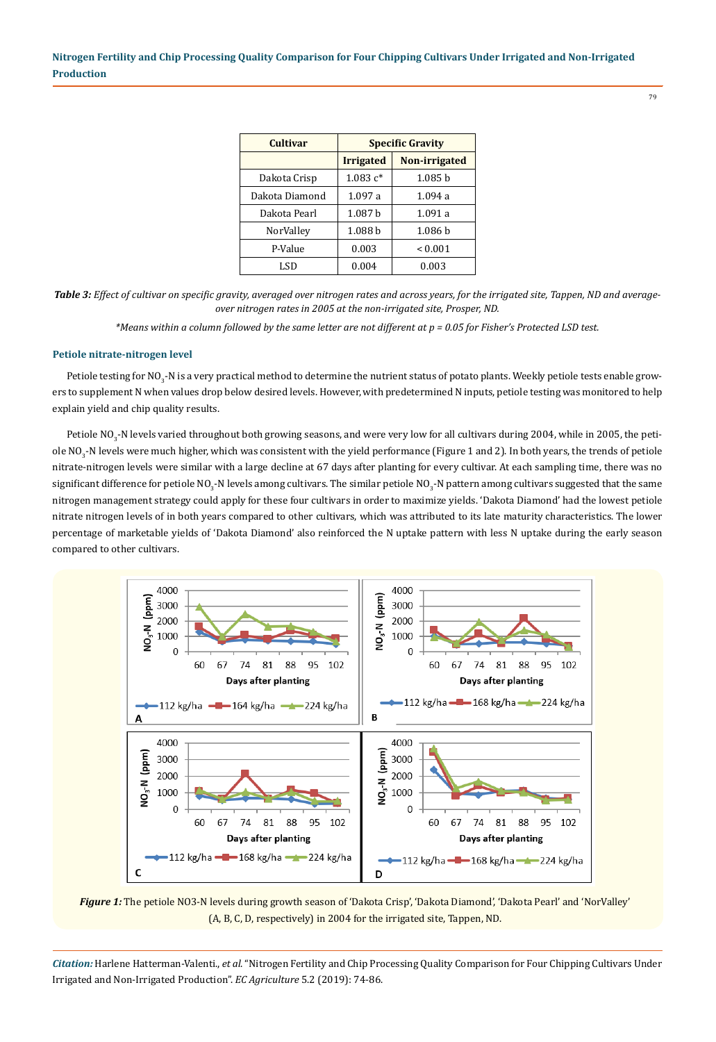| Cultivar | Specific Gravity | |
|---|---|---|
| | Irrigated | Non-irrigated |
| Dakota Crisp | 1.083 c* | 1.085 b |
| Dakota Diamond | 1.097 a | 1.094 a |
| Dakota Pearl | 1.087 b | 1.091 a |
| NorValley | 1.088 b | 1.086 b |
| P-Value | 0.003 | < 0.001 |
| LSD | 0.004 | 0.003 |

***Table 3:*** *Effect of cultivar on specific gravity, averaged over nitrogen rates and across years, for the irrigated site, Tappen, ND and average-over nitrogen rates in 2005 at the non-irrigated site, Prosper, ND.*

*\*Means within a column followed by the same letter are not different at p = 0.05 for Fisher's Protected LSD test.*

### Petiole nitrate-nitrogen level

Petiole testing for $NO_3$-N is a very practical method to determine the nutrient status of potato plants. Weekly petiole tests enable growers to supplement N when values drop below desired levels. However, with predetermined N inputs, petiole testing was monitored to help explain yield and chip quality results.

Petiole $NO_3$-N levels varied throughout both growing seasons, and were very low for all cultivars during 2004, while in 2005, the petiole $NO_3$-N levels were much higher, which was consistent with the yield performance (Figure 1 and 2). In both years, the trends of petiole nitrate-nitrogen levels were similar with a large decline at 67 days after planting for every cultivar. At each sampling time, there was no significant difference for petiole $NO_3$-N levels among cultivars. The similar petiole $NO_3$-N pattern among cultivars suggested that the same nitrogen management strategy could apply for these four cultivars in order to maximize yields. 'Dakota Diamond' had the lowest petiole nitrate nitrogen levels of in both years compared to other cultivars, which was attributed to its late maturity characteristics. The lower percentage of marketable yields of 'Dakota Diamond' also reinforced the N uptake pattern with less N uptake during the early season compared to other cultivars.

***Figure 1:*** The petiole NO3-N levels during growth season of 'Dakota Crisp', 'Dakota Diamond', 'Dakota Pearl' and 'NorValley' (A, B, C, D, respectively) in 2004 for the irrigated site, Tappen, ND.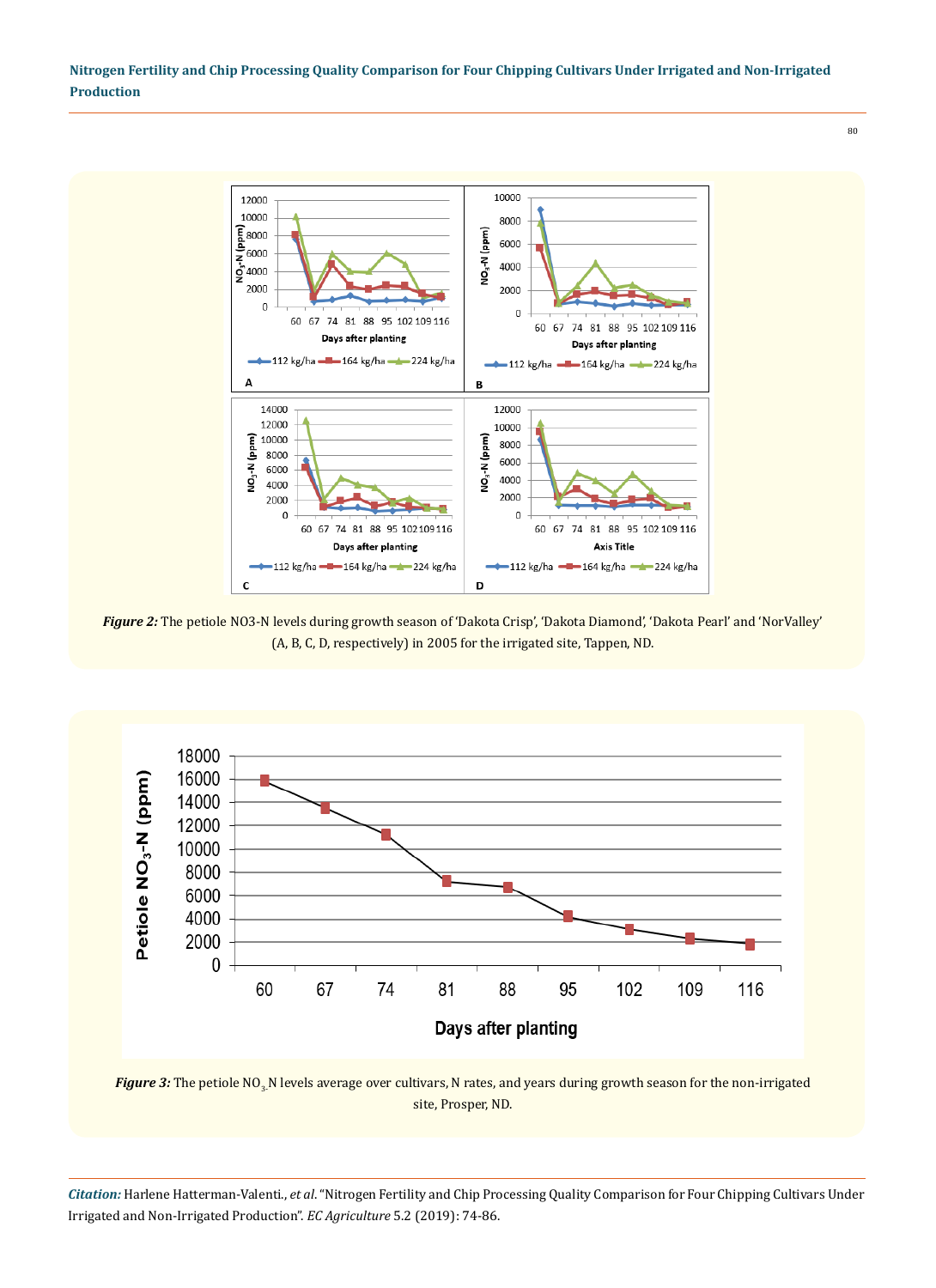**Figure 2:** The petiole NO3-N levels during growth season of 'Dakota Crisp', 'Dakota Diamond', 'Dakota Pearl' and 'NorValley' (A, B, C, D, respectively) in 2005 for the irrigated site, Tappen, ND.

**Figure 3:** The petiole $NO_3$N levels average over cultivars, N rates, and years during growth season for the non-irrigated site, Prosper, ND.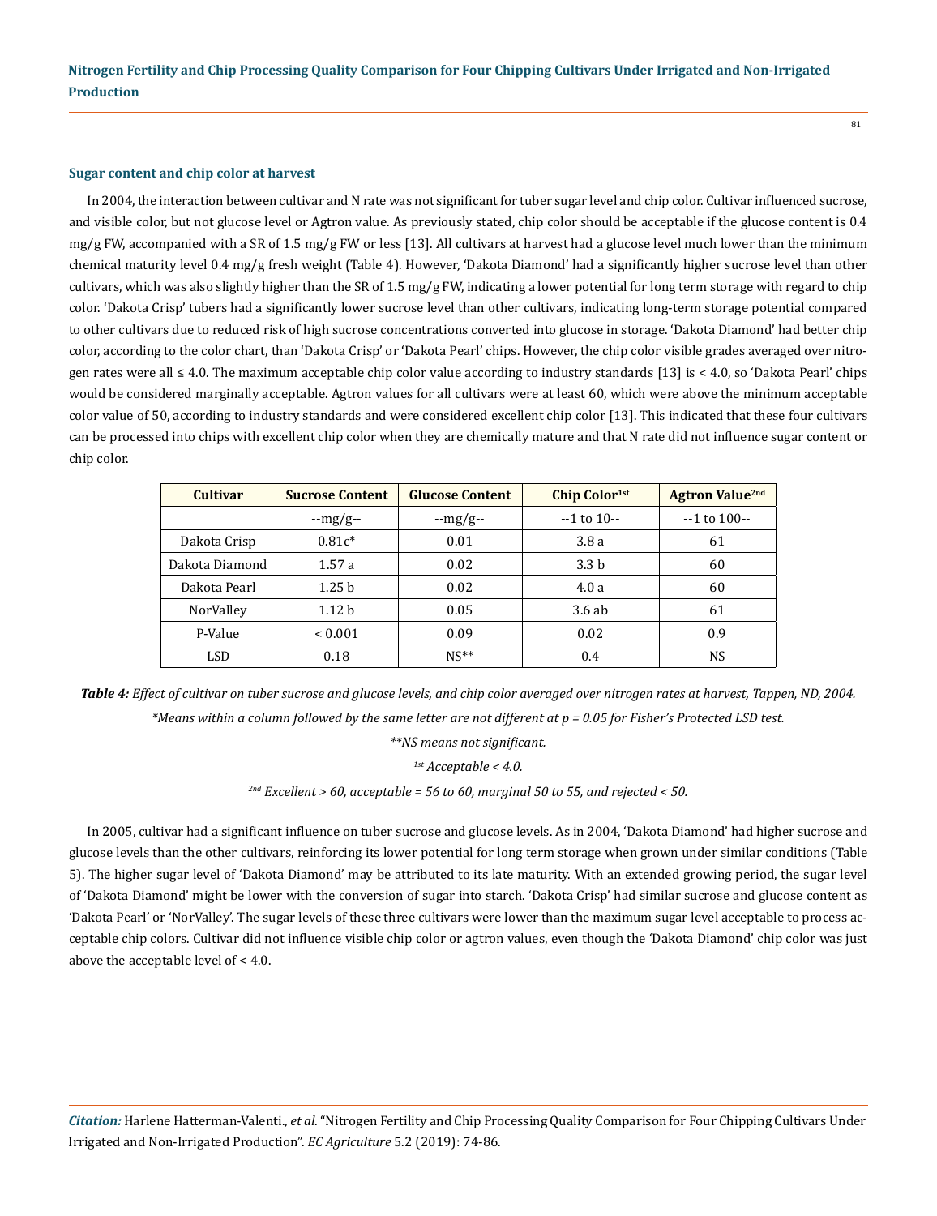### Sugar content and chip color at harvest

In 2004, the interaction between cultivar and N rate was not significant for tuber sugar level and chip color. Cultivar influenced sucrose, and visible color, but not glucose level or Agtron value. As previously stated, chip color should be acceptable if the glucose content is 0.4 mg/g FW, accompanied with a SR of 1.5 mg/g FW or less [13]. All cultivars at harvest had a glucose level much lower than the minimum chemical maturity level 0.4 mg/g fresh weight (Table 4). However, 'Dakota Diamond' had a significantly higher sucrose level than other cultivars, which was also slightly higher than the SR of 1.5 mg/g FW, indicating a lower potential for long term storage with regard to chip color. 'Dakota Crisp' tubers had a significantly lower sucrose level than other cultivars, indicating long-term storage potential compared to other cultivars due to reduced risk of high sucrose concentrations converted into glucose in storage. 'Dakota Diamond' had better chip color, according to the color chart, than 'Dakota Crisp' or 'Dakota Pearl' chips. However, the chip color visible grades averaged over nitrogen rates were all ≤ 4.0. The maximum acceptable chip color value according to industry standards [13] is < 4.0, so 'Dakota Pearl' chips would be considered marginally acceptable. Agtron values for all cultivars were at least 60, which were above the minimum acceptable color value of 50, according to industry standards and were considered excellent chip color [13]. This indicated that these four cultivars can be processed into chips with excellent chip color when they are chemically mature and that N rate did not influence sugar content or chip color.

| Cultivar | Sucrose Content | Glucose Content | Chip Color[1st] | Agtron Value[2nd] |
|---|---|---|---|---|
| | --mg/g-- | --mg/g-- | --1 to 10-- | --1 to 100-- |
| Dakota Crisp | 0.81c* | 0.01 | 3.8 a | 61 |
| Dakota Diamond | 1.57 a | 0.02 | 3.3 b | 60 |
| Dakota Pearl | 1.25 b | 0.02 | 4.0 a | 60 |
| NorValley | 1.12 b | 0.05 | 3.6 ab | 61 |
| P-Value | < 0.001 | 0.09 | 0.02 | 0.9 |
| LSD | 0.18 | NS** | 0.4 | NS |

***Table 4:*** *Effect of cultivar on tuber sucrose and glucose levels, and chip color averaged over nitrogen rates at harvest, Tappen, ND, 2004.*

*\*Means within a column followed by the same letter are not different at p = 0.05 for Fisher's Protected LSD test.*

*\*\*NS means not significant.*

*[1st] Acceptable < 4.0.*

*[2nd] Excellent > 60, acceptable = 56 to 60, marginal 50 to 55, and rejected < 50.*

In 2005, cultivar had a significant influence on tuber sucrose and glucose levels. As in 2004, 'Dakota Diamond' had higher sucrose and glucose levels than the other cultivars, reinforcing its lower potential for long term storage when grown under similar conditions (Table 5). The higher sugar level of 'Dakota Diamond' may be attributed to its late maturity. With an extended growing period, the sugar level of 'Dakota Diamond' might be lower with the conversion of sugar into starch. 'Dakota Crisp' had similar sucrose and glucose content as 'Dakota Pearl' or 'NorValley'. The sugar levels of these three cultivars were lower than the maximum sugar level acceptable to process acceptable chip colors. Cultivar did not influence visible chip color or agtron values, even though the 'Dakota Diamond' chip color was just above the acceptable level of < 4.0.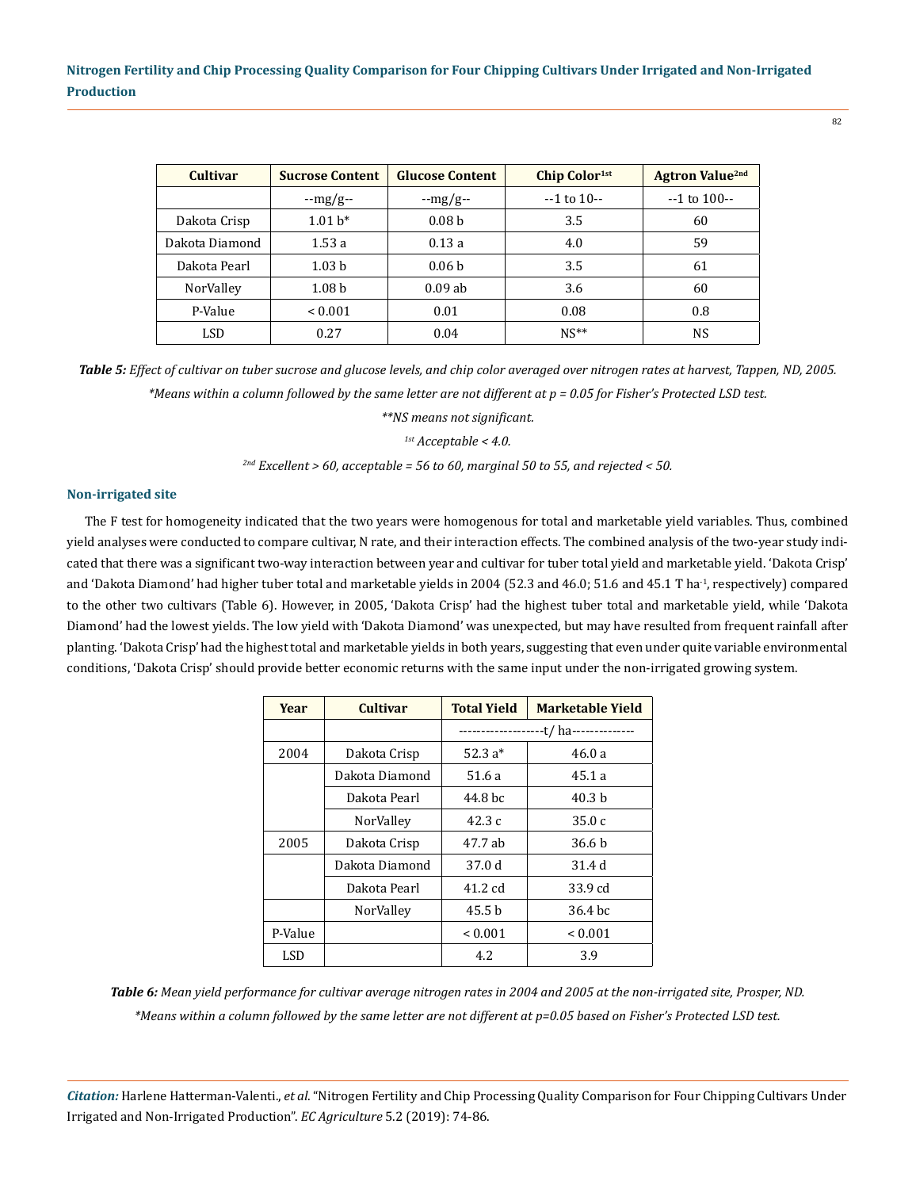| Cultivar | Sucrose Content | Glucose Content | Chip Color[1st] | Agtron Value[2nd] |
|---|---|---|---|---|
| | --mg/g-- | --mg/g-- | --1 to 10-- | --1 to 100-- |
| Dakota Crisp | 1.01 b* | 0.08 b | 3.5 | 60 |
| Dakota Diamond | 1.53 a | 0.13 a | 4.0 | 59 |
| Dakota Pearl | 1.03 b | 0.06 b | 3.5 | 61 |
| NorValley | 1.08 b | 0.09 ab | 3.6 | 60 |
| P-Value | < 0.001 | 0.01 | 0.08 | 0.8 |
| LSD | 0.27 | 0.04 | NS** | NS |

***Table 5:*** *Effect of cultivar on tuber sucrose and glucose levels, and chip color averaged over nitrogen rates at harvest, Tappen, ND, 2005.*

**Means within a column followed by the same letter are not different at p = 0.05 for Fisher's Protected LSD test.*

***NS means not significant.*

*[1st] Acceptable < 4.0.*

*[2nd] Excellent > 60, acceptable = 56 to 60, marginal 50 to 55, and rejected < 50.*

## Non-irrigated site

The F test for homogeneity indicated that the two years were homogenous for total and marketable yield variables. Thus, combined yield analyses were conducted to compare cultivar, N rate, and their interaction effects. The combined analysis of the two-year study indicated that there was a significant two-way interaction between year and cultivar for tuber total yield and marketable yield. 'Dakota Crisp' and 'Dakota Diamond' had higher tuber total and marketable yields in 2004 (52.3 and 46.0; 51.6 and 45.1 T $ha^{-1}$, respectively) compared to the other two cultivars (Table 6). However, in 2005, 'Dakota Crisp' had the highest tuber total and marketable yield, while 'Dakota Diamond' had the lowest yields. The low yield with 'Dakota Diamond' was unexpected, but may have resulted from frequent rainfall after planting. 'Dakota Crisp' had the highest total and marketable yields in both years, suggesting that even under quite variable environmental conditions, 'Dakota Crisp' should provide better economic returns with the same input under the non-irrigated growing system.

| Year | Cultivar | Total Yield | Marketable Yield |
|---|---|---|---|
| | | -------------------t/ ha-------------- | |
| 2004 | Dakota Crisp | 52.3 a* | 46.0 a |
| | Dakota Diamond | 51.6 a | 45.1 a |
| | Dakota Pearl | 44.8 bc | 40.3 b |
| | NorValley | 42.3 c | 35.0 c |
| 2005 | Dakota Crisp | 47.7 ab | 36.6 b |
| | Dakota Diamond | 37.0 d | 31.4 d |
| | Dakota Pearl | 41.2 cd | 33.9 cd |
| | NorValley | 45.5 b | 36.4 bc |
| P-Value | | < 0.001 | < 0.001 |
| LSD | | 4.2 | 3.9 |

***Table 6:*** *Mean yield performance for cultivar average nitrogen rates in 2004 and 2005 at the non-irrigated site, Prosper, ND.*

**Means within a column followed by the same letter are not different at p=0.05 based on Fisher's Protected LSD test.*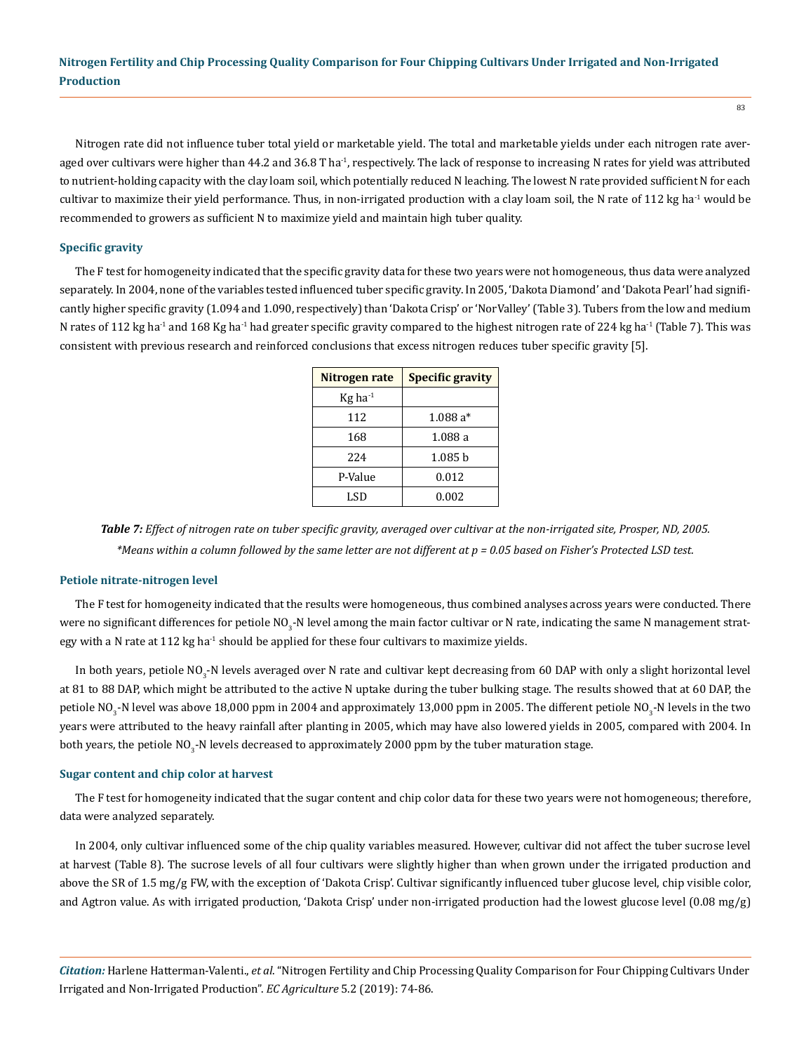Nitrogen rate did not influence tuber total yield or marketable yield. The total and marketable yields under each nitrogen rate averaged over cultivars were higher than 44.2 and 36.8 T $ha^{-1}$, respectively. The lack of response to increasing N rates for yield was attributed to nutrient-holding capacity with the clay loam soil, which potentially reduced N leaching. The lowest N rate provided sufficient N for each cultivar to maximize their yield performance. Thus, in non-irrigated production with a clay loam soil, the N rate of 112 kg $ha^{-1}$ would be recommended to growers as sufficient N to maximize yield and maintain high tuber quality.

### Specific gravity

The F test for homogeneity indicated that the specific gravity data for these two years were not homogeneous, thus data were analyzed separately. In 2004, none of the variables tested influenced tuber specific gravity. In 2005, 'Dakota Diamond' and 'Dakota Pearl' had significantly higher specific gravity (1.094 and 1.090, respectively) than 'Dakota Crisp' or 'NorValley' (Table 3). Tubers from the low and medium N rates of 112 kg $ha^{-1}$ and 168 Kg $ha^{-1}$ had greater specific gravity compared to the highest nitrogen rate of 224 kg $ha^{-1}$ (Table 7). This was consistent with previous research and reinforced conclusions that excess nitrogen reduces tuber specific gravity [5].

| Nitrogen rate | Specific gravity |
|---|---|
| Kg $ha^{-1}$ | |
| 112 | 1.088 a* |
| 168 | 1.088 a |
| 224 | 1.085 b |
| P-Value | 0.012 |
| LSD | 0.002 |

***Table 7:*** *Effect of nitrogen rate on tuber specific gravity, averaged over cultivar at the non-irrigated site, Prosper, ND, 2005.*

*\*Means within a column followed by the same letter are not different at p = 0.05 based on Fisher's Protected LSD test.*

### Petiole nitrate-nitrogen level

The F test for homogeneity indicated that the results were homogeneous, thus combined analyses across years were conducted. There were no significant differences for petiole $NO_3$-N level among the main factor cultivar or N rate, indicating the same N management strategy with a N rate at 112 kg $ha^{-1}$ should be applied for these four cultivars to maximize yields.

In both years, petiole $NO_3$-N levels averaged over N rate and cultivar kept decreasing from 60 DAP with only a slight horizontal level at 81 to 88 DAP, which might be attributed to the active N uptake during the tuber bulking stage. The results showed that at 60 DAP, the petiole $NO_3$-N level was above 18,000 ppm in 2004 and approximately 13,000 ppm in 2005. The different petiole $NO_3$-N levels in the two years were attributed to the heavy rainfall after planting in 2005, which may have also lowered yields in 2005, compared with 2004. In both years, the petiole $NO_3$-N levels decreased to approximately 2000 ppm by the tuber maturation stage.

### Sugar content and chip color at harvest

The F test for homogeneity indicated that the sugar content and chip color data for these two years were not homogeneous; therefore, data were analyzed separately.

In 2004, only cultivar influenced some of the chip quality variables measured. However, cultivar did not affect the tuber sucrose level at harvest (Table 8). The sucrose levels of all four cultivars were slightly higher than when grown under the irrigated production and above the SR of 1.5 mg/g FW, with the exception of 'Dakota Crisp'. Cultivar significantly influenced tuber glucose level, chip visible color, and Agtron value. As with irrigated production, 'Dakota Crisp' under non-irrigated production had the lowest glucose level (0.08 mg/g)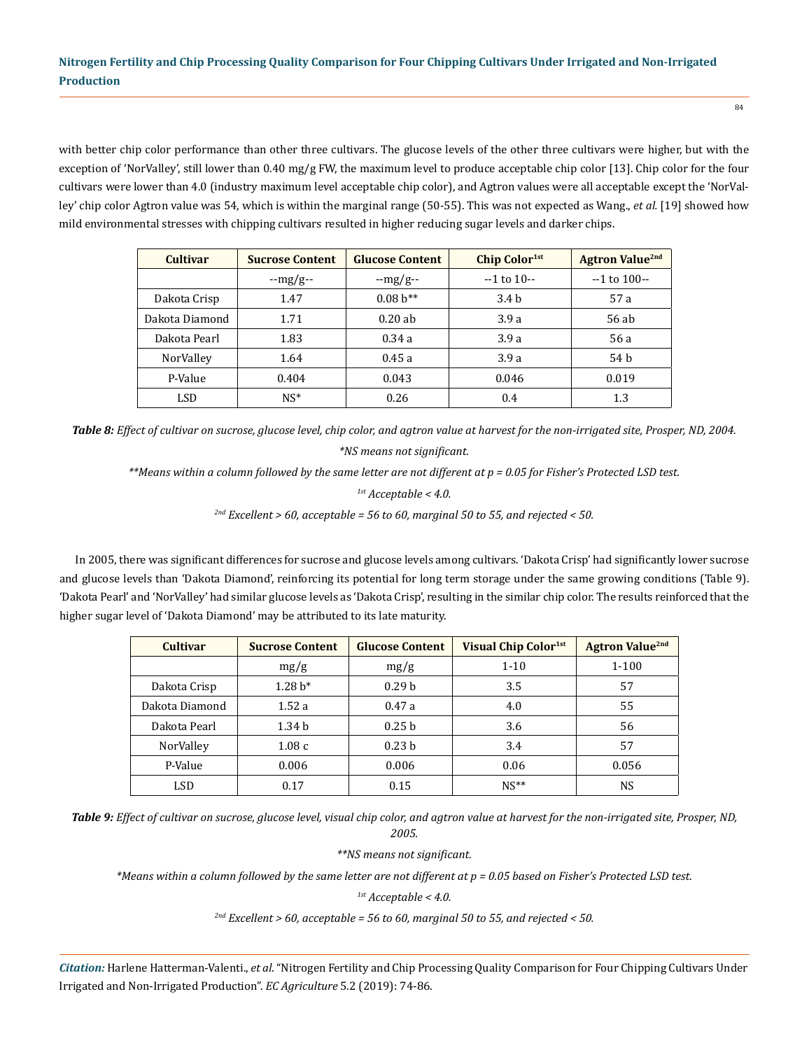with better chip color performance than other three cultivars. The glucose levels of the other three cultivars were higher, but with the exception of 'NorValley', still lower than 0.40 mg/g FW, the maximum level to produce acceptable chip color [13]. Chip color for the four cultivars were lower than 4.0 (industry maximum level acceptable chip color), and Agtron values were all acceptable except the 'NorValley' chip color Agtron value was 54, which is within the marginal range (50-55). This was not expected as Wang., *et al.* [19] showed how mild environmental stresses with chipping cultivars resulted in higher reducing sugar levels and darker chips.

| Cultivar | Sucrose Content | Glucose Content | Chip Color[1st] | Agtron Value[2nd] |
|---|---|---|---|---|
| | --mg/g-- | --mg/g-- | --1 to 10-- | --1 to 100-- |
| Dakota Crisp | 1.47 | 0.08 b** | 3.4 b | 57 a |
| Dakota Diamond | 1.71 | 0.20 ab | 3.9 a | 56 ab |
| Dakota Pearl | 1.83 | 0.34 a | 3.9 a | 56 a |
| NorValley | 1.64 | 0.45 a | 3.9 a | 54 b |
| P-Value | 0.404 | 0.043 | 0.046 | 0.019 |
| LSD | NS* | 0.26 | 0.4 | 1.3 |

***Table 8:*** *Effect of cultivar on sucrose, glucose level, chip color, and agtron value at harvest for the non-irrigated site, Prosper, ND, 2004.*

*\*NS means not significant.*

*\*\*Means within a column followed by the same letter are not different at p = 0.05 for Fisher's Protected LSD test.*

*[1st] Acceptable < 4.0.*

*[2nd] Excellent > 60, acceptable = 56 to 60, marginal 50 to 55, and rejected < 50.*

In 2005, there was significant differences for sucrose and glucose levels among cultivars. 'Dakota Crisp' had significantly lower sucrose and glucose levels than 'Dakota Diamond', reinforcing its potential for long term storage under the same growing conditions (Table 9). 'Dakota Pearl' and 'NorValley' had similar glucose levels as 'Dakota Crisp', resulting in the similar chip color. The results reinforced that the higher sugar level of 'Dakota Diamond' may be attributed to its late maturity.

| Cultivar | Sucrose Content | Glucose Content | Visual Chip Color[1st] | Agtron Value[2nd] |
|---|---|---|---|---|
| | mg/g | mg/g | 1-10 | 1-100 |
| Dakota Crisp | 1.28 b* | 0.29 b | 3.5 | 57 |
| Dakota Diamond | 1.52 a | 0.47 a | 4.0 | 55 |
| Dakota Pearl | 1.34 b | 0.25 b | 3.6 | 56 |
| NorValley | 1.08 c | 0.23 b | 3.4 | 57 |
| P-Value | 0.006 | 0.006 | 0.06 | 0.056 |
| LSD | 0.17 | 0.15 | NS** | NS |

***Table 9:*** *Effect of cultivar on sucrose, glucose level, visual chip color, and agtron value at harvest for the non-irrigated site, Prosper, ND, 2005.*

*\*\*NS means not significant.*

*\*Means within a column followed by the same letter are not different at p = 0.05 based on Fisher's Protected LSD test.*

*[1st] Acceptable < 4.0.*

*[2nd] Excellent > 60, acceptable = 56 to 60, marginal 50 to 55, and rejected < 50.*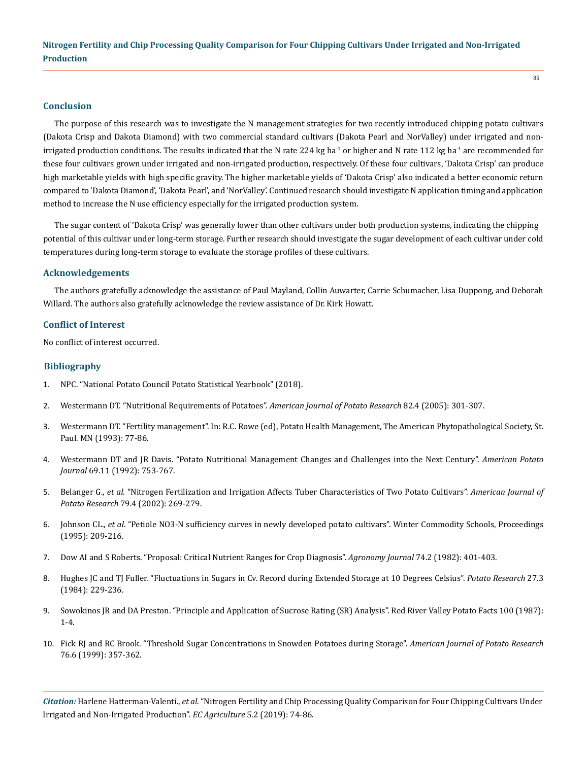## Conclusion

The purpose of this research was to investigate the N management strategies for two recently introduced chipping potato cultivars (Dakota Crisp and Dakota Diamond) with two commercial standard cultivars (Dakota Pearl and NorValley) under irrigated and non-irrigated production conditions. The results indicated that the N rate 224 kg $ha^{-1}$ or higher and N rate 112 kg $ha^{-1}$ are recommended for these four cultivars grown under irrigated and non-irrigated production, respectively. Of these four cultivars, 'Dakota Crisp' can produce high marketable yields with high specific gravity. The higher marketable yields of 'Dakota Crisp' also indicated a better economic return compared to 'Dakota Diamond', 'Dakota Pearl', and 'NorValley'. Continued research should investigate N application timing and application method to increase the N use efficiency especially for the irrigated production system.

The sugar content of 'Dakota Crisp' was generally lower than other cultivars under both production systems, indicating the chipping potential of this cultivar under long-term storage. Further research should investigate the sugar development of each cultivar under cold temperatures during long-term storage to evaluate the storage profiles of these cultivars.

## Acknowledgements

The authors gratefully acknowledge the assistance of Paul Mayland, Collin Auwarter, Carrie Schumacher, Lisa Duppong, and Deborah Willard. The authors also gratefully acknowledge the review assistance of Dr. Kirk Howatt.

## Conflict of Interest

No conflict of interest occurred.

## Bibliography

1. NPC. "National Potato Council Potato Statistical Yearbook" (2018).
2. Westermann DT. "Nutritional Requirements of Potatoes". *American Journal of Potato Research* 82.4 (2005): 301-307.
3. Westermann DT. "Fertility management". In: R.C. Rowe (ed), Potato Health Management, The American Phytopathological Society, St. Paul. MN (1993): 77-86.
4. Westermann DT and JR Davis. "Potato Nutritional Management Changes and Challenges into the Next Century". *American Potato Journal* 69.11 (1992): 753-767.
5. Belanger G., *et al*. "Nitrogen Fertilization and Irrigation Affects Tuber Characteristics of Two Potato Cultivars". *American Journal of Potato Research* 79.4 (2002): 269-279.
6. Johnson CL., *et al*. "Petiole NO3-N sufficiency curves in newly developed potato cultivars". Winter Commodity Schools, Proceedings (1995): 209-216.
7. Dow AI and S Roberts. "Proposal: Critical Nutrient Ranges for Crop Diagnosis". *Agronomy Journal* 74.2 (1982): 401-403.
8. Hughes JC and TJ Fuller. "Fluctuations in Sugars in Cv. Record during Extended Storage at 10 Degrees Celsius". *Potato Research* 27.3 (1984): 229-236.
9. Sowokinos JR and DA Preston. "Principle and Application of Sucrose Rating (SR) Analysis". Red River Valley Potato Facts 100 (1987): 1-4.
10. Fick RJ and RC Brook. "Threshold Sugar Concentrations in Snowden Potatoes during Storage". *American Journal of Potato Research* 76.6 (1999): 357-362.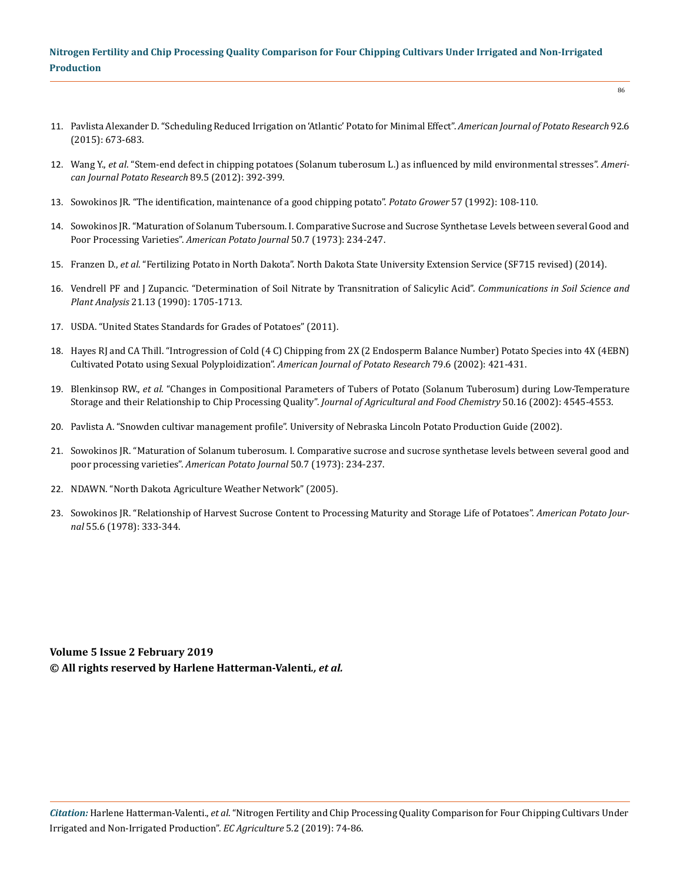11. Pavlista Alexander D. "Scheduling Reduced Irrigation on 'Atlantic' Potato for Minimal Effect". *American Journal of Potato Research* 92.6 (2015): 673-683.

12. Wang Y., *et al*. "Stem-end defect in chipping potatoes (Solanum tuberosum L.) as influenced by mild environmental stresses". *American Journal Potato Research* 89.5 (2012): 392-399.

13. Sowokinos JR. "The identification, maintenance of a good chipping potato". *Potato Grower* 57 (1992): 108-110.

14. Sowokinos JR. "Maturation of Solanum Tubersoum. I. Comparative Sucrose and Sucrose Synthetase Levels between several Good and Poor Processing Varieties". *American Potato Journal* 50.7 (1973): 234-247.

15. Franzen D., *et al*. "Fertilizing Potato in North Dakota". North Dakota State University Extension Service (SF715 revised) (2014).

16. Vendrell PF and J Zupancic. "Determination of Soil Nitrate by Transnitration of Salicylic Acid". *Communications in Soil Science and Plant Analysis* 21.13 (1990): 1705-1713.

17. USDA. "United States Standards for Grades of Potatoes" (2011).

18. Hayes RJ and CA Thill. "Introgression of Cold (4 C) Chipping from 2X (2 Endosperm Balance Number) Potato Species into 4X (4EBN) Cultivated Potato using Sexual Polyploidization". *American Journal of Potato Research* 79.6 (2002): 421-431.

19. Blenkinsop RW., *et al*. "Changes in Compositional Parameters of Tubers of Potato (Solanum Tuberosum) during Low-Temperature Storage and their Relationship to Chip Processing Quality". *Journal of Agricultural and Food Chemistry* 50.16 (2002): 4545-4553.

20. Pavlista A. "Snowden cultivar management profile". University of Nebraska Lincoln Potato Production Guide (2002).

21. Sowokinos JR. "Maturation of Solanum tuberosum. I. Comparative sucrose and sucrose synthetase levels between several good and poor processing varieties". *American Potato Journal* 50.7 (1973): 234-237.

22. NDAWN. "North Dakota Agriculture Weather Network" (2005).

23. Sowokinos JR. "Relationship of Harvest Sucrose Content to Processing Maturity and Storage Life of Potatoes". *American Potato Journal* 55.6 (1978): 333-344.

**Volume 5 Issue 2 February 2019**
**© All rights reserved by Harlene Hatterman-Valenti., *et al.***